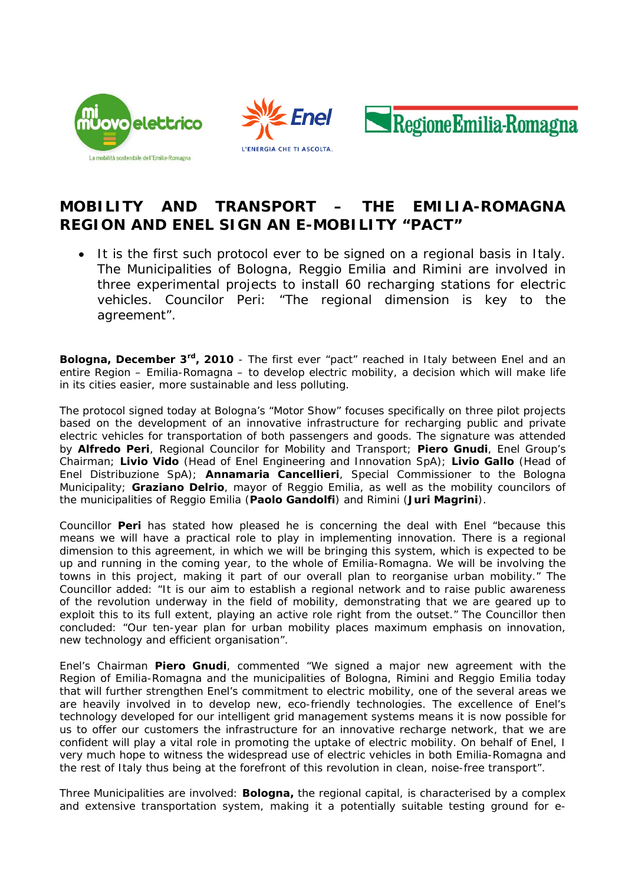# MOBILITY AND TRANSPORT – THE EMILIA-ROMAGNA REGION AND ENEL SIGN AN E-MOBILITY "PACT"

- It is the first such protocol ever to be signed on a regional basis in Italy. The Municipalities of Bologna, Reggio Emilia and Rimini are involved in three experimental projects to install 60 recharging stations for electric vehicles. Councilor Peri: "The regional dimension is key to the agreement".

**Bologna, December 3rd, 2010** - The first ever "pact" reached in Italy between Enel and an entire Region – Emilia-Romagna – to develop electric mobility, a decision which will make life in its cities easier, more sustainable and less polluting.

The protocol signed today at Bologna's "Motor Show" focuses specifically on three pilot projects based on the development of an innovative infrastructure for recharging public and private electric vehicles for transportation of both passengers and goods. The signature was attended by **Alfredo Peri**, Regional Councilor for Mobility and Transport; **Piero Gnudi**, Enel Group's Chairman; **Livio Vido** (Head of Enel Engineering and Innovation SpA); **Livio Gallo** (Head of Enel Distribuzione SpA); **Annamaria Cancellieri**, Special Commissioner to the Bologna Municipality; **Graziano Delrio**, mayor of Reggio Emilia, as well as the mobility councilors of the municipalities of Reggio Emilia (**Paolo Gandolfi**) and Rimini (**Juri Magrini**).

Councillor **Peri** has stated how pleased he is concerning the deal with Enel "because this means we will have a practical role to play in implementing innovation. There is a regional dimension to this agreement, in which we will be bringing this system, which is expected to be up and running in the coming year, to the whole of Emilia-Romagna. We will be involving the towns in this project, making it part of our overall plan to reorganise urban mobility." The Councillor added: "It is our aim to establish a regional network and to raise public awareness of the revolution underway in the field of mobility, demonstrating that we are geared up to exploit this to its full extent, playing an active role right from the outset." The Councillor then concluded: "Our ten-year plan for urban mobility places maximum emphasis on innovation, new technology and efficient organisation".

Enel's Chairman **Piero Gnudi**, commented "We signed a major new agreement with the Region of Emilia-Romagna and the municipalities of Bologna, Rimini and Reggio Emilia today that will further strengthen Enel's commitment to electric mobility, one of the several areas we are heavily involved in to develop new, eco-friendly technologies. The excellence of Enel's technology developed for our intelligent grid management systems means it is now possible for us to offer our customers the infrastructure for an innovative recharge network, that we are confident will play a vital role in promoting the uptake of electric mobility. On behalf of Enel, I very much hope to witness the widespread use of electric vehicles in both Emilia-Romagna and the rest of Italy thus being at the forefront of this revolution in clean, noise-free transport".

Three Municipalities are involved: **Bologna,** the regional capital, is characterised by a complex and extensive transportation system, making it a potentially suitable testing ground for e-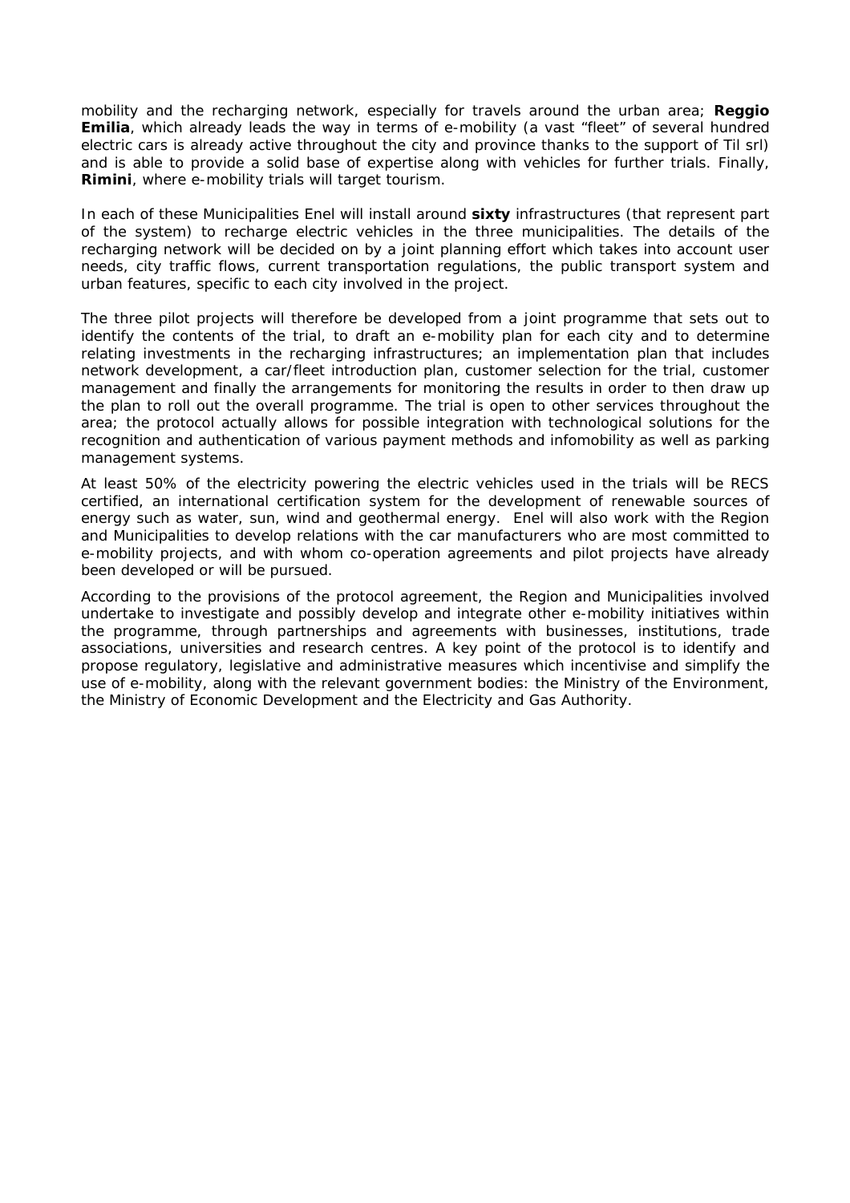mobility and the recharging network, especially for travels around the urban area; **Reggio Emilia**, which already leads the way in terms of e-mobility (a vast "fleet" of several hundred electric cars is already active throughout the city and province thanks to the support of Til srl) and is able to provide a solid base of expertise along with vehicles for further trials. Finally, **Rimini**, where e-mobility trials will target tourism.

In each of these Municipalities Enel will install around **sixty** infrastructures (that represent part of the system) to recharge electric vehicles in the three municipalities. The details of the recharging network will be decided on by a joint planning effort which takes into account user needs, city traffic flows, current transportation regulations, the public transport system and urban features, specific to each city involved in the project.

The three pilot projects will therefore be developed from a joint programme that sets out to identify the contents of the trial, to draft an e-mobility plan for each city and to determine relating investments in the recharging infrastructures; an implementation plan that includes network development, a car/fleet introduction plan, customer selection for the trial, customer management and finally the arrangements for monitoring the results in order to then draw up the plan to roll out the overall programme. The trial is open to other services throughout the area; the protocol actually allows for possible integration with technological solutions for the recognition and authentication of various payment methods and infomobility as well as parking management systems.

At least 50% of the electricity powering the electric vehicles used in the trials will be RECS certified, an international certification system for the development of renewable sources of energy such as water, sun, wind and geothermal energy. Enel will also work with the Region and Municipalities to develop relations with the car manufacturers who are most committed to e-mobility projects, and with whom co-operation agreements and pilot projects have already been developed or will be pursued.

According to the provisions of the protocol agreement, the Region and Municipalities involved undertake to investigate and possibly develop and integrate other e-mobility initiatives within the programme, through partnerships and agreements with businesses, institutions, trade associations, universities and research centres. A key point of the protocol is to identify and propose regulatory, legislative and administrative measures which incentivise and simplify the use of e-mobility, along with the relevant government bodies: the Ministry of the Environment, the Ministry of Economic Development and the Electricity and Gas Authority.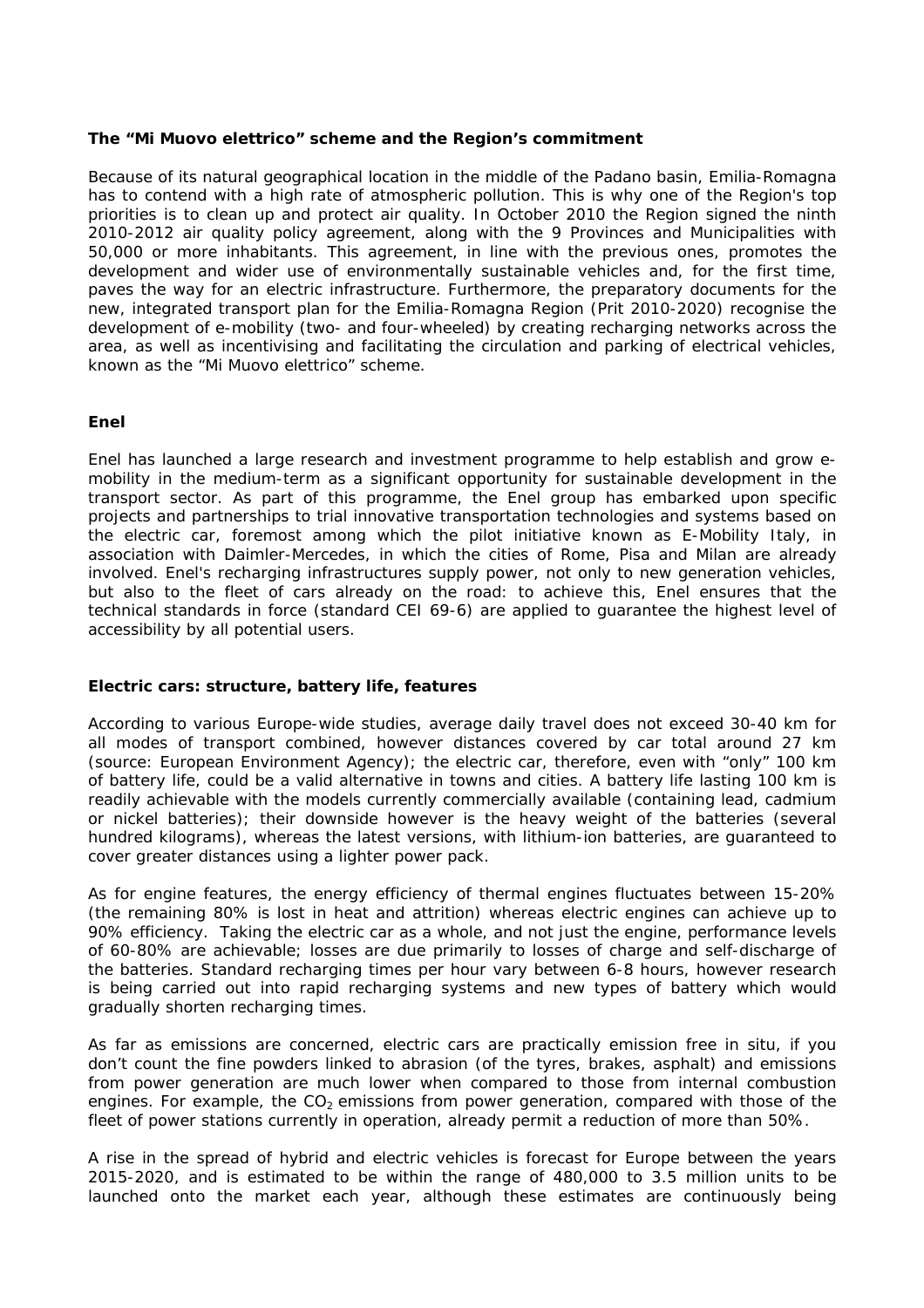**The "Mi Muovo elettrico" scheme and the Region's commitment**

Because of its natural geographical location in the middle of the Padano basin, Emilia-Romagna has to contend with a high rate of atmospheric pollution. This is why one of the Region's top priorities is to clean up and protect air quality. In October 2010 the Region signed the ninth 2010-2012 air quality policy agreement, along with the 9 Provinces and Municipalities with 50,000 or more inhabitants. This agreement, in line with the previous ones, promotes the development and wider use of environmentally sustainable vehicles and, for the first time, paves the way for an electric infrastructure. Furthermore, the preparatory documents for the new, integrated transport plan for the Emilia-Romagna Region (Prit 2010-2020) recognise the development of e-mobility (two- and four-wheeled) by creating recharging networks across the area, as well as incentivising and facilitating the circulation and parking of electrical vehicles, known as the "Mi Muovo elettrico" scheme.

**Enel**

Enel has launched a large research and investment programme to help establish and grow e-mobility in the medium-term as a significant opportunity for sustainable development in the transport sector. As part of this programme, the Enel group has embarked upon specific projects and partnerships to trial innovative transportation technologies and systems based on the electric car, foremost among which the pilot initiative known as E-Mobility Italy, in association with Daimler-Mercedes, in which the cities of Rome, Pisa and Milan are already involved. Enel's recharging infrastructures supply power, not only to new generation vehicles, but also to the fleet of cars already on the road: to achieve this, Enel ensures that the technical standards in force (standard CEI 69-6) are applied to guarantee the highest level of accessibility by all potential users.

**Electric cars: structure, battery life, features**

According to various Europe-wide studies, average daily travel does not exceed 30-40 km for all modes of transport combined, however distances covered by car total around 27 km (source: European Environment Agency); the electric car, therefore, even with "only" 100 km of battery life, could be a valid alternative in towns and cities. A battery life lasting 100 km is readily achievable with the models currently commercially available (containing lead, cadmium or nickel batteries); their downside however is the heavy weight of the batteries (several hundred kilograms), whereas the latest versions, with lithium-ion batteries, are guaranteed to cover greater distances using a lighter power pack.

As for engine features, the energy efficiency of thermal engines fluctuates between 15-20% (the remaining 80% is lost in heat and attrition) whereas electric engines can achieve up to 90% efficiency. Taking the electric car as a whole, and not just the engine, performance levels of 60-80% are achievable; losses are due primarily to losses of charge and self-discharge of the batteries. Standard recharging times per hour vary between 6-8 hours, however research is being carried out into rapid recharging systems and new types of battery which would gradually shorten recharging times.

As far as emissions are concerned, electric cars are practically emission free in situ, if you don't count the fine powders linked to abrasion (of the tyres, brakes, asphalt) and emissions from power generation are much lower when compared to those from internal combustion engines. For example, the $CO_2$ emissions from power generation, compared with those of the fleet of power stations currently in operation, already permit a reduction of more than 50%.

A rise in the spread of hybrid and electric vehicles is forecast for Europe between the years 2015-2020, and is estimated to be within the range of 480,000 to 3.5 million units to be launched onto the market each year, although these estimates are continuously being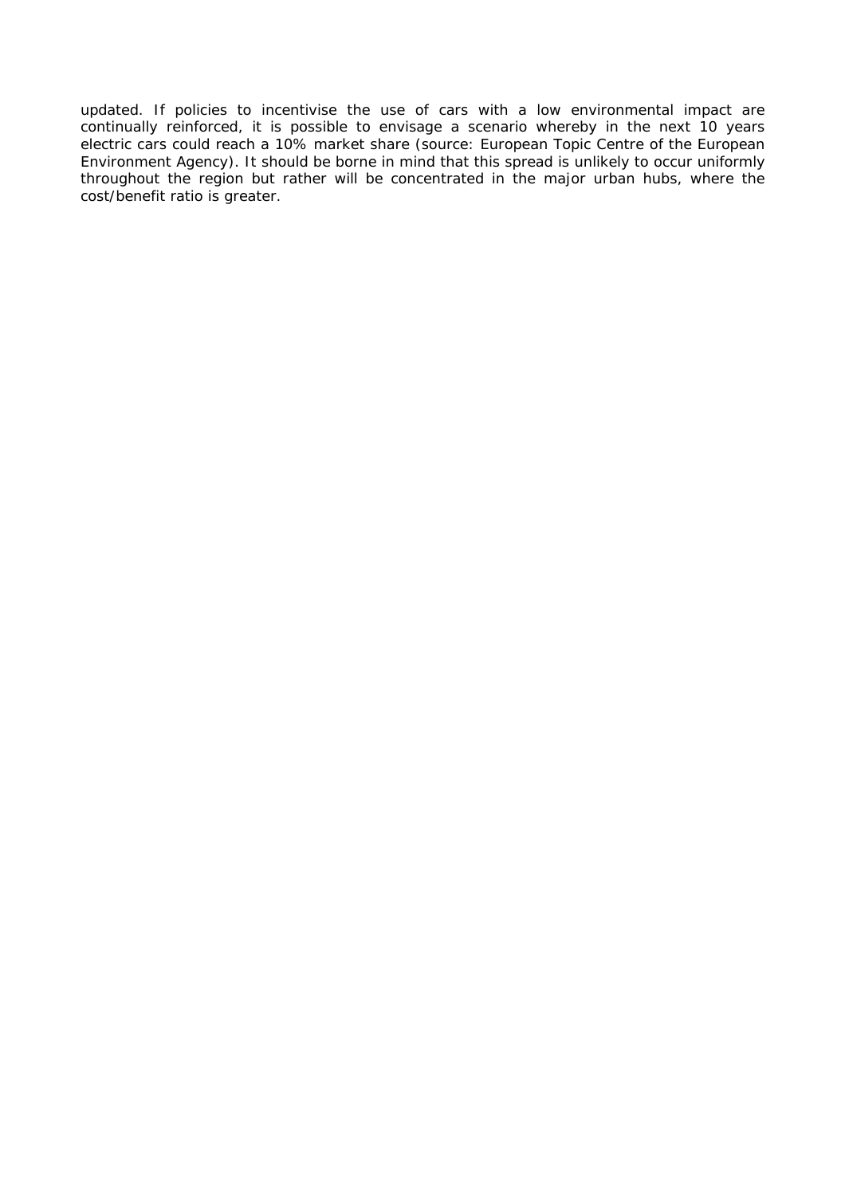updated. If policies to incentivise the use of cars with a low environmental impact are continually reinforced, it is possible to envisage a scenario whereby in the next 10 years electric cars could reach a 10% market share (source: European Topic Centre of the European Environment Agency). It should be borne in mind that this spread is unlikely to occur uniformly throughout the region but rather will be concentrated in the major urban hubs, where the cost/benefit ratio is greater.